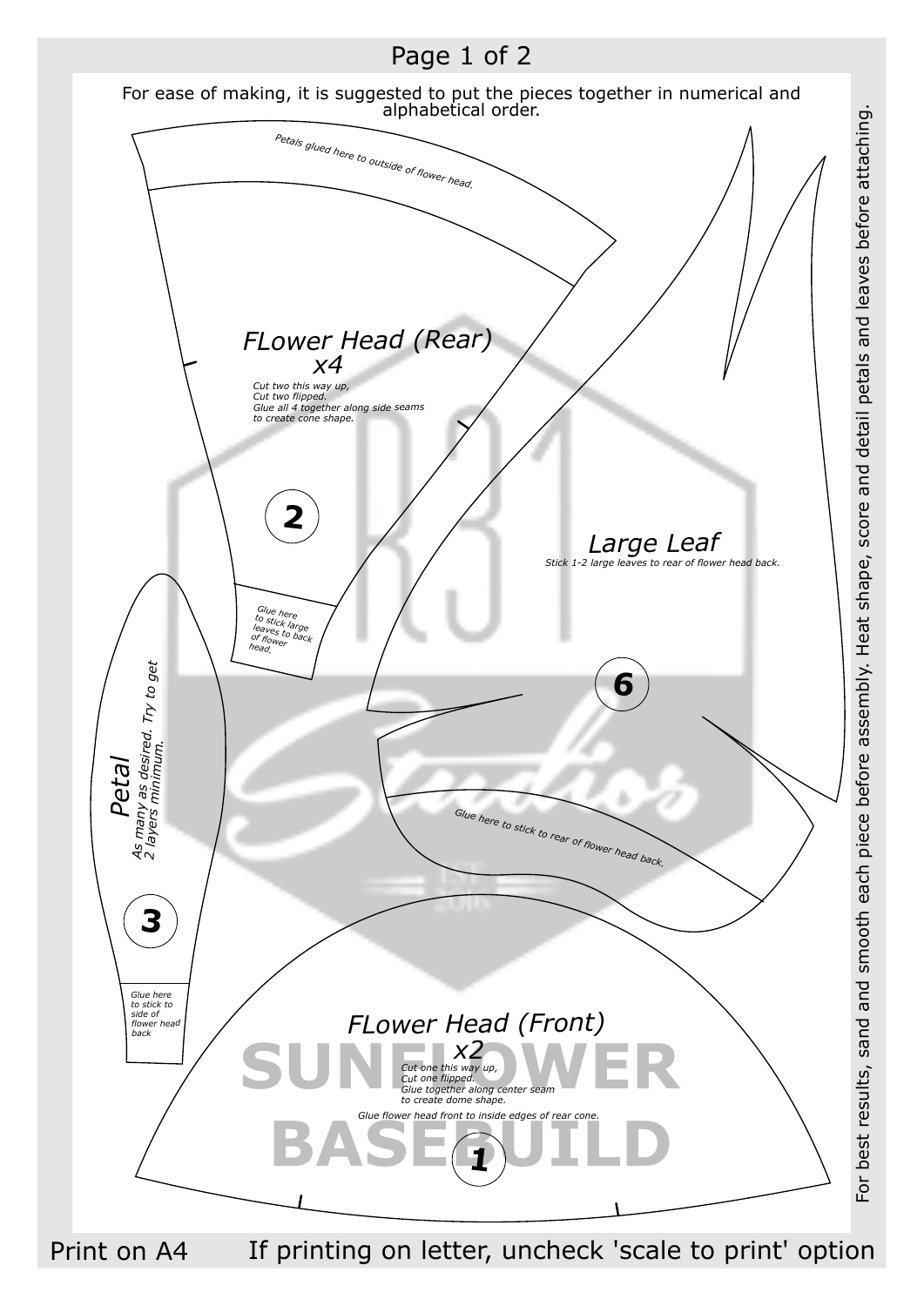For ease of making, it is suggested to put the pieces together in numerical and alphabetical order.

*Petals glued here to outside of flower head.*

## *FLower Head (Rear)*
*x4*

*Cut two this way up,*
*Cut two flipped.*
*Glue all 4 together along side seams to create cone shape.*

**2**

*Glue here to stick large leaves to back of flower head.*

## *Large Leaf*

*Stick 1-2 large leaves to rear of flower head back.*

**6**

*Glue here to stick to rear of flower head back.*

## *Petal*

*As many as desired. Try to get 2 layers minimum.*

**3**

*Glue here to stick to side of flower head back*

## *FLower Head (Front)*
*x2*

*Cut one this way up,*
*Cut one flipped.*
*Glue together along center seam to create dome shape.*

*Glue flower head front to inside edges of rear cone.*

**1**

SUNFLOWER BASEBUILD

For best results, sand and smooth each piece before assembly. Heat shape, score and detail petals and leaves before attaching.

Print on A4 If printing on letter, uncheck 'scale to print' option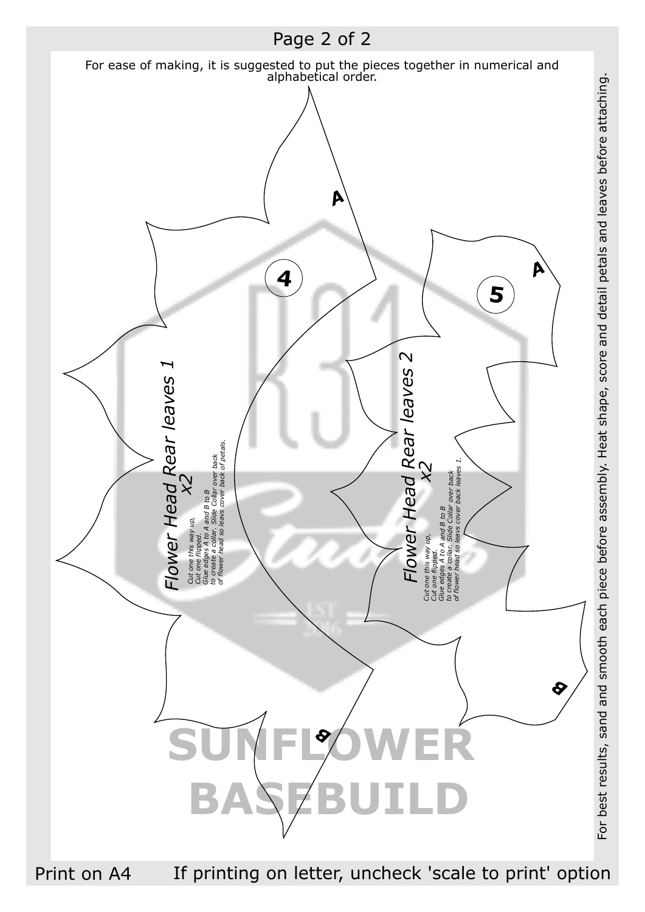For ease of making, it is suggested to put the pieces together in numerical and alphabetical order.

A

4

*Flower Head Rear leaves 1*
*x2*

*Cut one this way up,*
*Cut one flipped.*
*Glue edges A to A and B to B*
*to create a collar. Slide Collar over back*
*of flower head so leavs cover back of petals.*

B

A

5

*Flower Head Rear leaves 2*
*x2*

*Cut one this way up,*
*Cut one flipped.*
*Glue edges A to A and B to B*
*to create a collar. Slide Collar over back*
*of flower head so leavs cover back leaves 1.*

B

SUNFLOWER BASEBUILD

For best results, sand and smooth each piece before assembly. Heat shape, score and detail petals and leaves before attaching.

Print on A4    If printing on letter, uncheck 'scale to print' option